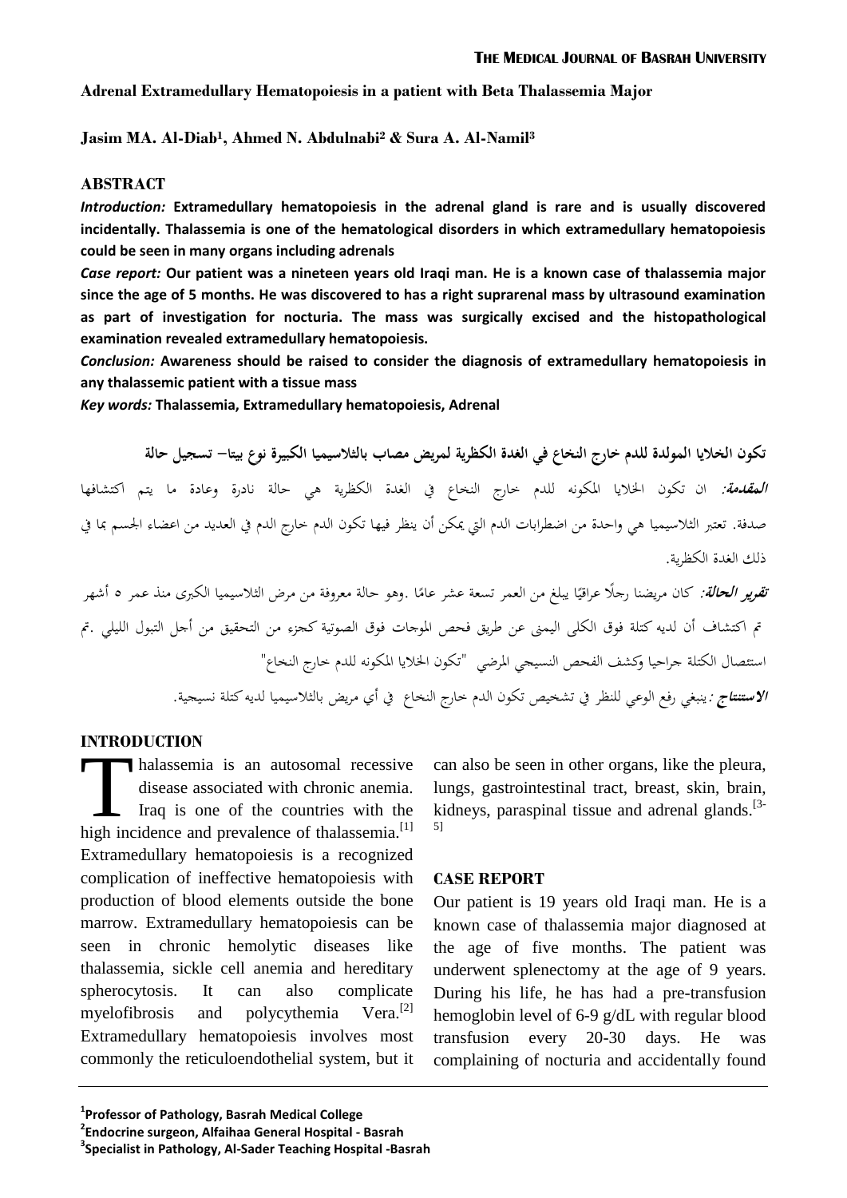**Adrenal Extramedullary Hematopoiesis in a patient with Beta Thalassemia Major**

**Jasim MA. Al-Diab[1], Ahmed N. Abdulnabi[2] & Sura A. Al-Namil[3]**

## ABSTRACT

***Introduction:*** **Extramedullary hematopoiesis in the adrenal gland is rare and is usually discovered incidentally. Thalassemia is one of the hematological disorders in which extramedullary hematopoiesis could be seen in many organs including adrenals**

***Case report:*** **Our patient was a nineteen years old Iraqi man. He is a known case of thalassemia major since the age of 5 months. He was discovered to has a right suprarenal mass by ultrasound examination as part of investigation for nocturia. The mass was surgically excised and the histopathological examination revealed extramedullary hematopoiesis.**

***Conclusion:*** **Awareness should be raised to consider the diagnosis of extramedullary hematopoiesis in any thalassemic patient with a tissue mass**

***Key words:*** **Thalassemia, Extramedullary hematopoiesis, Adrenal**

**تكون الخلايا المولدة للدم خارج النخاع في الغدة الكظرية لمريض مصاب بالثلاسيميا الكبيرة نوع بيتا– تسجيل حالة**

***المقدمة:*** ان تكون الخلايا المكونه للدم خارج النخاع في الغدة الكظرية هي حالة نادرة وعادة ما يتم اكتشافها صدفة. تعتبر الثلاسيميا هي واحدة من اضطرابات الدم التي يمكن أن ينظر فيها تكون الدم خارج الدم في العديد من اعضاء الجسم بما في ذلك الغدة الكظرية.

***تقرير الحالة:*** كان مريضنا رجلًا عراقيًا يبلغ من العمر تسعة عشر عامًا .وهو حالة معروفة من مرض الثلاسيميا الكبرى منذ عمر ٥ أشهر تم اكتشاف أن لديه كتلة فوق الكلى اليمنى عن طريق فحص الموجات فوق الصوتية كجزء من التحقيق من أجل التبول الليلي .تم استئصال الكتلة جراحيا وكشف الفحص النسيجي المرضي "تكون الخلايا المكونه للدم خارج النخاع"

***الاستنتاج:*** ينبغي رفع الوعي للنظر في تشخيص تكون الدم خارج النخاع في أي مريض بالثلاسيميا لديه كتلة نسيجية.

## INTRODUCTION

Thalassemia is an autosomal recessive disease associated with chronic anemia. Iraq is one of the countries with the high incidence and prevalence of thalassemia.[1] Extramedullary hematopoiesis is a recognized complication of ineffective hematopoiesis with production of blood elements outside the bone marrow. Extramedullary hematopoiesis can be seen in chronic hemolytic diseases like thalassemia, sickle cell anemia and hereditary spherocytosis. It can also complicate myelofibrosis and polycythemia Vera.[2] Extramedullary hematopoiesis involves most commonly the reticuloendothelial system, but it can also be seen in other organs, like the pleura, lungs, gastrointestinal tract, breast, skin, brain, kidneys, paraspinal tissue and adrenal glands.[3-5]

## CASE REPORT

Our patient is 19 years old Iraqi man. He is a known case of thalassemia major diagnosed at the age of five months. The patient was underwent splenectomy at the age of 9 years. During his life, he has had a pre-transfusion hemoglobin level of 6-9 g/dL with regular blood transfusion every 20-30 days. He was complaining of nocturia and accidentally found

[1]**Professor of Pathology, Basrah Medical College**
[2]**Endocrine surgeon, Alfaihaa General Hospital - Basrah**
[3]**Specialist in Pathology, Al-Sader Teaching Hospital -Basrah**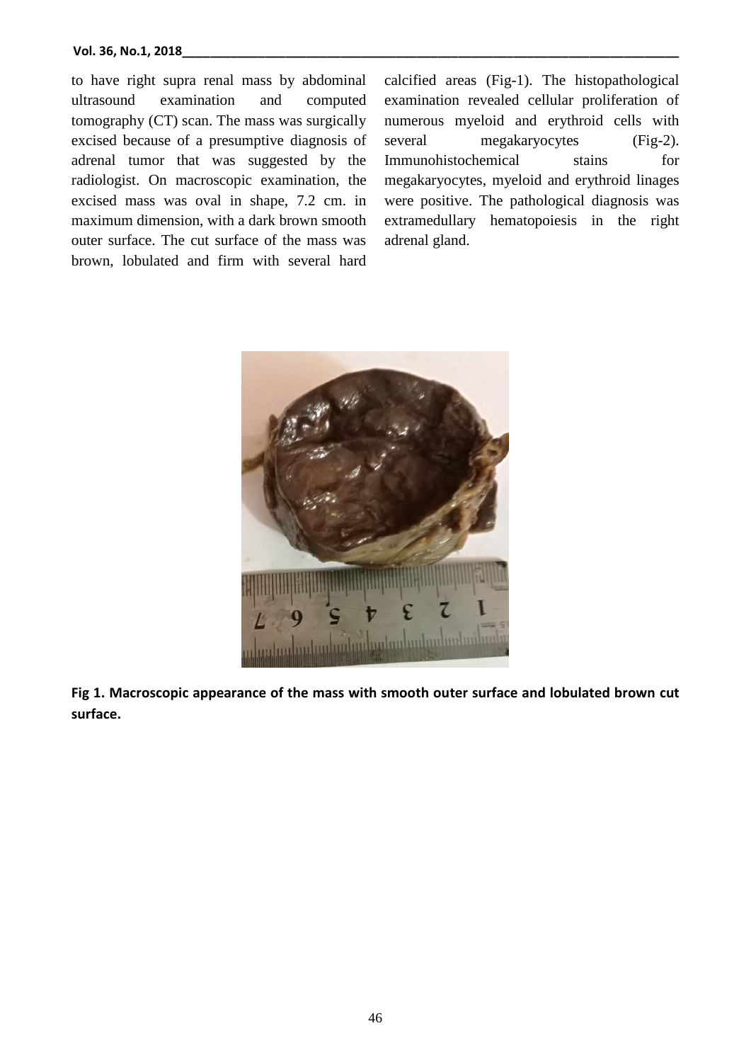to have right supra renal mass by abdominal ultrasound examination and computed tomography (CT) scan. The mass was surgically excised because of a presumptive diagnosis of adrenal tumor that was suggested by the radiologist. On macroscopic examination, the excised mass was oval in shape, 7.2 cm. in maximum dimension, with a dark brown smooth outer surface. The cut surface of the mass was brown, lobulated and firm with several hard calcified areas (Fig-1). The histopathological examination revealed cellular proliferation of numerous myeloid and erythroid cells with several megakaryocytes (Fig-2). Immunohistochemical stains for megakaryocytes, myeloid and erythroid linages were positive. The pathological diagnosis was extramedullary hematopoiesis in the right adrenal gland.

**Fig 1. Macroscopic appearance of the mass with smooth outer surface and lobulated brown cut surface.**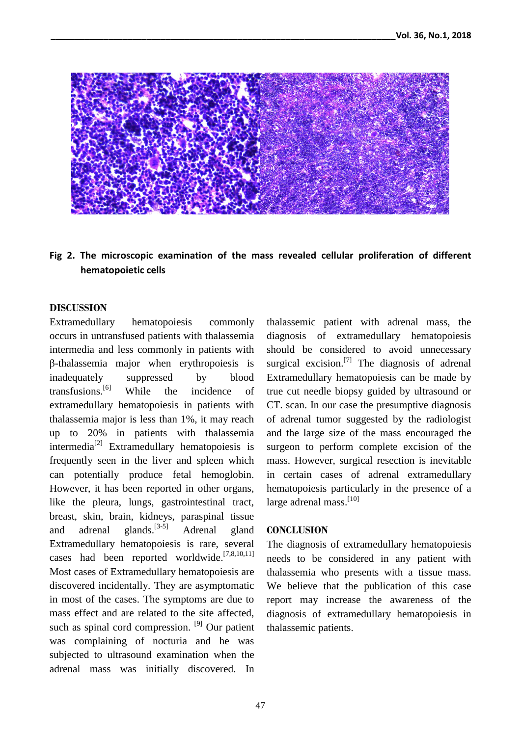Fig 2. The microscopic examination of the mass revealed cellular proliferation of different hematopoietic cells

## DISCUSSION

Extramedullary hematopoiesis commonly occurs in untransfused patients with thalassemia intermedia and less commonly in patients with β-thalassemia major when erythropoiesis is inadequately suppressed by blood transfusions.[6] While the incidence of extramedullary hematopoiesis in patients with thalassemia major is less than 1%, it may reach up to 20% in patients with thalassemia intermedia[2] Extramedullary hematopoiesis is frequently seen in the liver and spleen which can potentially produce fetal hemoglobin. However, it has been reported in other organs, like the pleura, lungs, gastrointestinal tract, breast, skin, brain, kidneys, paraspinal tissue and adrenal glands.[3-5] Adrenal gland Extramedullary hematopoiesis is rare, several cases had been reported worldwide.[7,8,10,11] Most cases of Extramedullary hematopoiesis are discovered incidentally. They are asymptomatic in most of the cases. The symptoms are due to mass effect and are related to the site affected, such as spinal cord compression. [9] Our patient was complaining of nocturia and he was subjected to ultrasound examination when the adrenal mass was initially discovered. In thalassemic patient with adrenal mass, the diagnosis of extramedullary hematopoiesis should be considered to avoid unnecessary surgical excision.[7] The diagnosis of adrenal Extramedullary hematopoiesis can be made by true cut needle biopsy guided by ultrasound or CT. scan. In our case the presumptive diagnosis of adrenal tumor suggested by the radiologist and the large size of the mass encouraged the surgeon to perform complete excision of the mass. However, surgical resection is inevitable in certain cases of adrenal extramedullary hematopoiesis particularly in the presence of a large adrenal mass.[10]

## CONCLUSION

The diagnosis of extramedullary hematopoiesis needs to be considered in any patient with thalassemia who presents with a tissue mass. We believe that the publication of this case report may increase the awareness of the diagnosis of extramedullary hematopoiesis in thalassemic patients.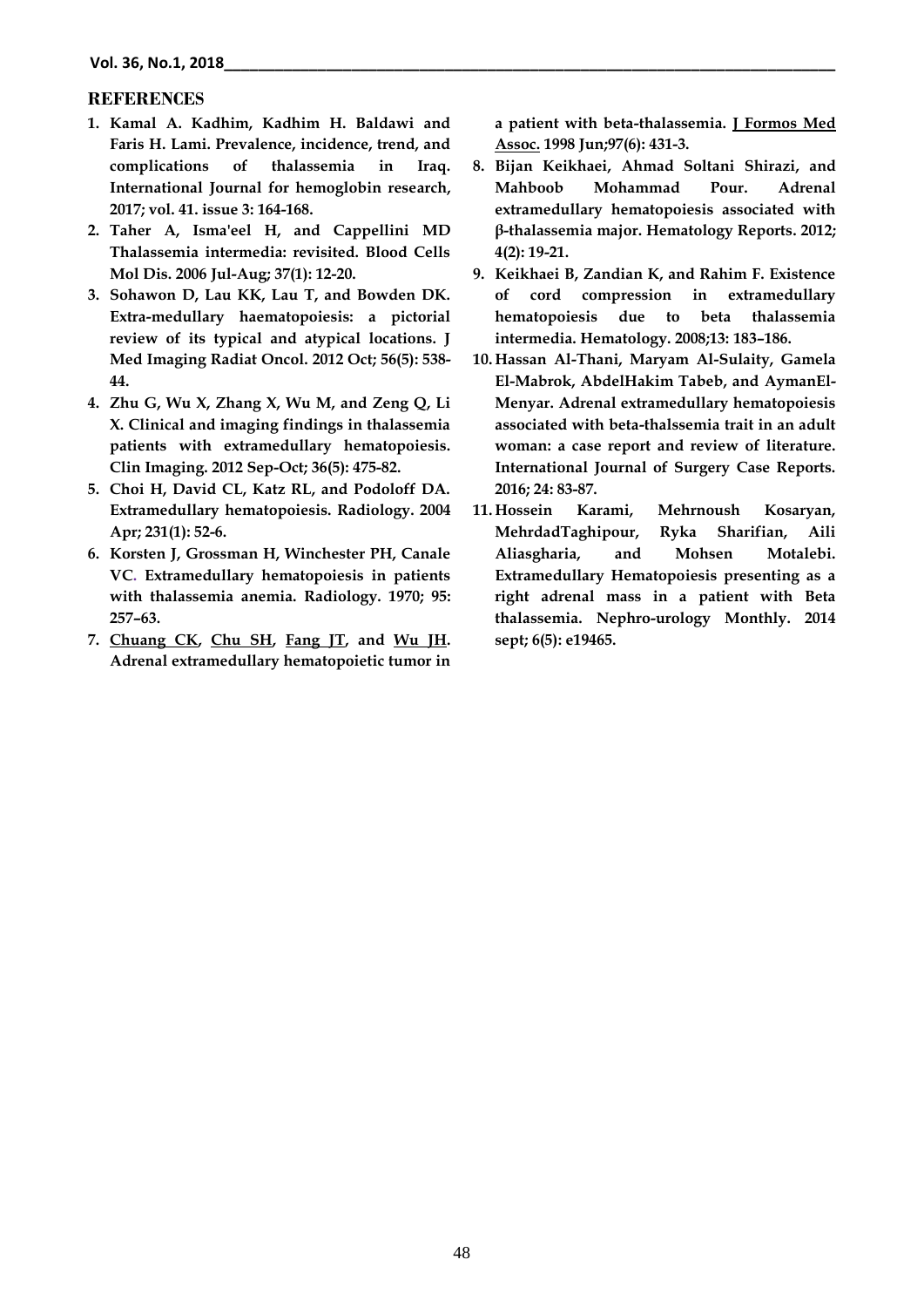## REFERENCES

1. **Kamal A. Kadhim, Kadhim H. Baldawi and Faris H. Lami. Prevalence, incidence, trend, and complications of thalassemia in Iraq. International Journal for hemoglobin research, 2017; vol. 41. issue 3: 164-168.**
2. **Taher A, Isma'eel H, and Cappellini MD Thalassemia intermedia: revisited. Blood Cells Mol Dis. 2006 Jul-Aug; 37(1): 12-20.**
3. **Sohawon D, Lau KK, Lau T, and Bowden DK. Extra-medullary haematopoiesis: a pictorial review of its typical and atypical locations. J Med Imaging Radiat Oncol. 2012 Oct; 56(5): 538-44.**
4. **Zhu G, Wu X, Zhang X, Wu M, and Zeng Q, Li X. Clinical and imaging findings in thalassemia patients with extramedullary hematopoiesis. Clin Imaging. 2012 Sep-Oct; 36(5): 475-82.**
5. **Choi H, David CL, Katz RL, and Podoloff DA. Extramedullary hematopoiesis. Radiology. 2004 Apr; 231(1): 52-6.**
6. **Korsten J, Grossman H, Winchester PH, Canale VC. Extramedullary hematopoiesis in patients with thalassemia anemia. Radiology. 1970; 95: 257–63.**
7. **Chuang CK, Chu SH, Fang JT, and Wu JH. Adrenal extramedullary hematopoietic tumor in a patient with beta-thalassemia. J Formos Med Assoc. 1998 Jun;97(6): 431-3.**
8. **Bijan Keikhaei, Ahmad Soltani Shirazi, and Mahboob Mohammad Pour. Adrenal extramedullary hematopoiesis associated with β-thalassemia major. Hematology Reports. 2012; 4(2): 19-21.**
9. **Keikhaei B, Zandian K, and Rahim F. Existence of cord compression in extramedullary hematopoiesis due to beta thalassemia intermedia. Hematology. 2008;13: 183–186.**
10. **Hassan Al-Thani, Maryam Al-Sulaity, Gamela El-Mabrok, AbdelHakim Tabeb, and AymanEl-Menyar. Adrenal extramedullary hematopoiesis associated with beta-thalssemia trait in an adult woman: a case report and review of literature. International Journal of Surgery Case Reports. 2016; 24: 83-87.**
11. **Hossein Karami, Mehrnoush Kosaryan, MehrdadTaghipour, Ryka Sharifian, Aili Aliasgharia, and Mohsen Motalebi. Extramedullary Hematopoiesis presenting as a right adrenal mass in a patient with Beta thalassemia. Nephro-urology Monthly. 2014 sept; 6(5): e19465.**